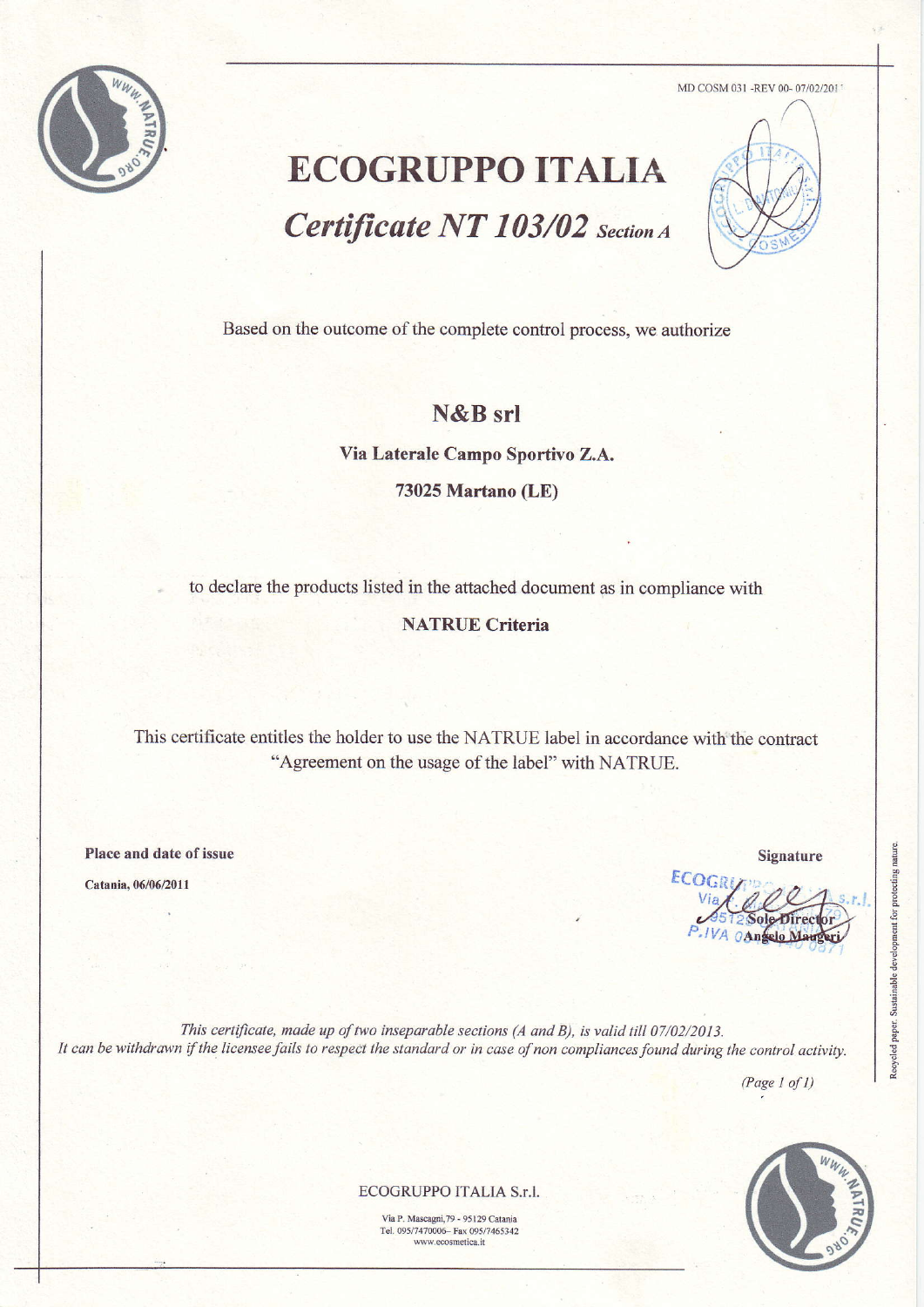MD COSM 031 -REV 00- 07/02/2011

# ECOGRUPPO ITALIA

## *Certificate NT 103/02 Section A*

Based on the outcome of the complete control process, we authorize

**N&B srl**

**Via Laterale Campo Sportivo Z.A.**

**73025 Martano (LE)**

to declare the products listed in the attached document as in compliance with

**NATRUE Criteria**

This certificate entitles the holder to use the NATRUE label in accordance with the contract "Agreement on the usage of the label" with NATRUE.

**Place and date of issue**

**Catania, 06/06/2011**

**Signature**

Sole Director
Angelo Maugeri

*This certificate, made up of two inseparable sections (A and B), is valid till 07/02/2013.*
*It can be withdrawn if the licensee fails to respect the standard or in case of non compliances found during the control activity.*

*(Page 1 of 1)*

ECOGRUPPO ITALIA S.r.l.

Via P. Mascagni, 79 - 95129 Catania
Tel. 095/7470006– Fax 095/7465342
www.ecosmetica.it

Recycled paper. Sustainable development for protecting nature.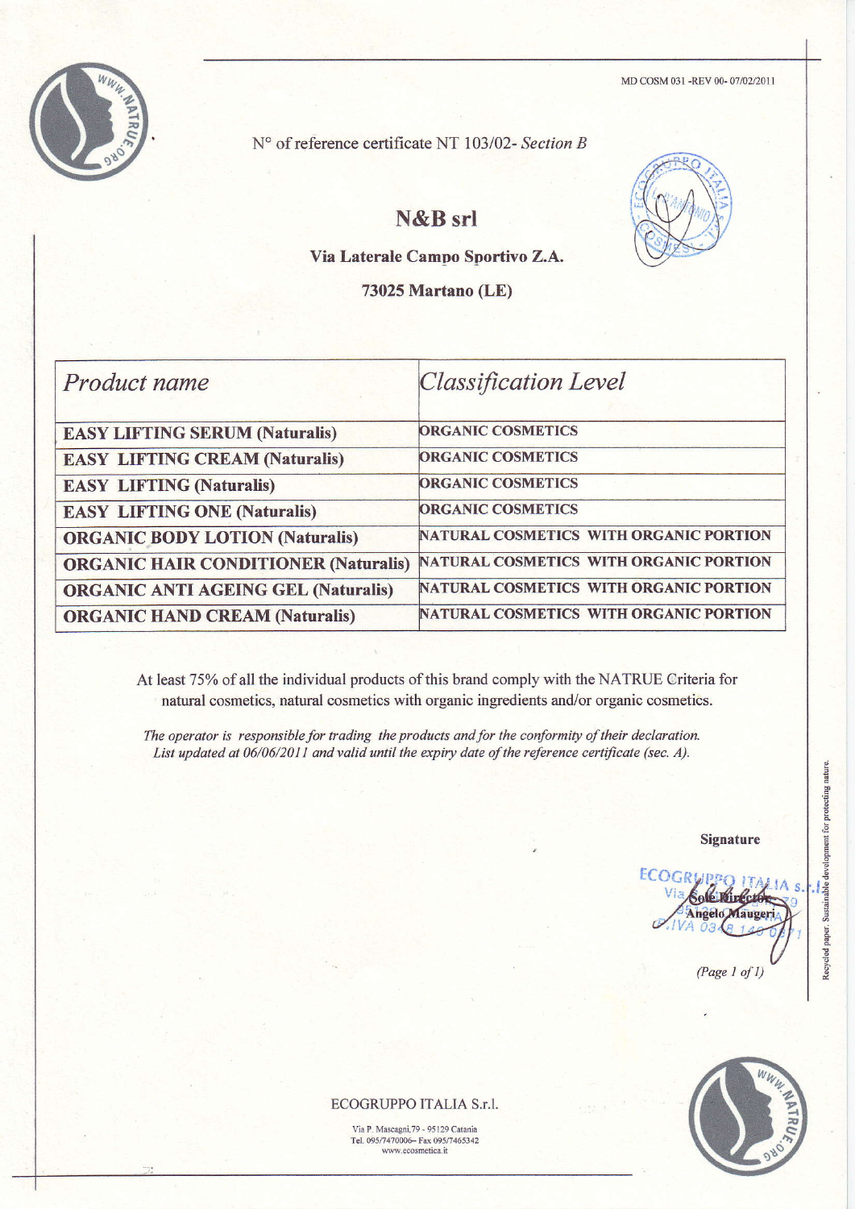MD COSM 031 -REV 00- 07/02/2011

N° of reference certificate NT 103/02- *Section B*

## N&B srl

**Via Laterale Campo Sportivo Z.A.**

**73025 Martano (LE)**

| *Product name* | *Classification Level* |
|---|---|
| **EASY LIFTING SERUM (Naturalis)** | **ORGANIC COSMETICS** |
| **EASY LIFTING CREAM (Naturalis)** | **ORGANIC COSMETICS** |
| **EASY LIFTING (Naturalis)** | **ORGANIC COSMETICS** |
| **EASY LIFTING ONE (Naturalis)** | **ORGANIC COSMETICS** |
| **ORGANIC BODY LOTION (Naturalis)** | **NATURAL COSMETICS WITH ORGANIC PORTION** |
| **ORGANIC HAIR CONDITIONER (Naturalis)** | **NATURAL COSMETICS WITH ORGANIC PORTION** |
| **ORGANIC ANTI AGEING GEL (Naturalis)** | **NATURAL COSMETICS WITH ORGANIC PORTION** |
| **ORGANIC HAND CREAM (Naturalis)** | **NATURAL COSMETICS WITH ORGANIC PORTION** |

At least 75% of all the individual products of this brand comply with the NATRUE Criteria for natural cosmetics, natural cosmetics with organic ingredients and/or organic cosmetics.

*The operator is responsible for trading the products and for the conformity of their declaration. List updated at 06/06/2011 and valid until the expiry date of the reference certificate (sec. A).*

**Signature**

ECOGRUPPO ITALIA S.r.l.
Sole Director
Angelo Maugeri

Recycled paper. Sustainable development for protecting nature.

ECOGRUPPO ITALIA S.r.l.

Via P. Mascagni,79 - 95129 Catania
Tel. 095/7470006– Fax 095/7465342
www.ecosmetica.it